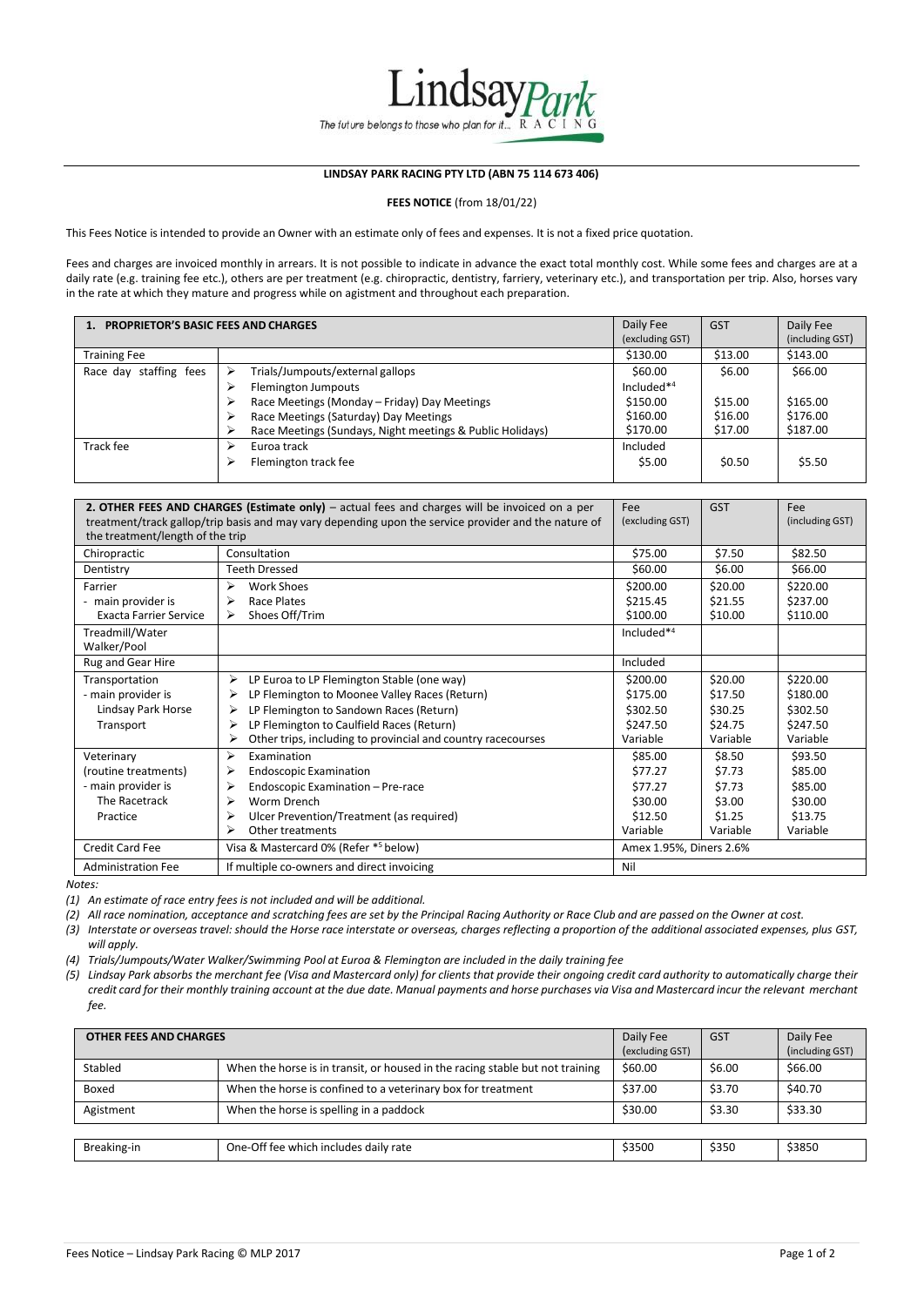Lindsay Park

The future belongs to those who plan for it... RACING

**LINDSAY PARK RACING PTY LTD (ABN 75 114 673 406)**

**FEES NOTICE** (from 18/01/22)

This Fees Notice is intended to provide an Owner with an estimate only of fees and expenses. It is not a fixed price quotation.

Fees and charges are invoiced monthly in arrears. It is not possible to indicate in advance the exact total monthly cost. While some fees and charges are at a daily rate (e.g. training fee etc.), others are per treatment (e.g. chiropractic, dentistry, farriery, veterinary etc.), and transportation per trip. Also, horses vary in the rate at which they mature and progress while on agistment and throughout each preparation.

| **1. PROPRIETOR'S BASIC FEES AND CHARGES** | | Daily Fee (excluding GST) | GST | Daily Fee (including GST) |
|---|---|---|---|---|
| Training Fee | | $130.00 | $13.00 | $143.00 |
| Race day staffing fees | ➢ Trials/Jumpouts/external gallops | $60.00 | $6.00 | $66.00 |
| | ➢ Flemington Jumpouts | Included*4 | | |
| | ➢ Race Meetings (Monday – Friday) Day Meetings | $150.00 | $15.00 | $165.00 |
| | ➢ Race Meetings (Saturday) Day Meetings | $160.00 | $16.00 | $176.00 |
| | ➢ Race Meetings (Sundays, Night meetings & Public Holidays) | $170.00 | $17.00 | $187.00 |
| Track fee | ➢ Euroa track | Included | | |
| | ➢ Flemington track fee | $5.00 | $0.50 | $5.50 |

| **2. OTHER FEES AND CHARGES (Estimate only)** – actual fees and charges will be invoiced on a per treatment/track gallop/trip basis and may vary depending upon the service provider and the nature of the treatment/length of the trip | | Fee (excluding GST) | GST | Fee (including GST) |
|---|---|---|---|---|
| Chiropractic | Consultation | $75.00 | $7.50 | $82.50 |
| Dentistry | Teeth Dressed | $60.00 | $6.00 | $66.00 |
| Farrier - main provider is Exacta Farrier Service | ➢ Work Shoes | $200.00 | $20.00 | $220.00 |
| | ➢ Race Plates | $215.45 | $21.55 | $237.00 |
| | ➢ Shoes Off/Trim | $100.00 | $10.00 | $110.00 |
| Treadmill/Water Walker/Pool | | Included*4 | | |
| Rug and Gear Hire | | Included | | |
| Transportation - main provider is Lindsay Park Horse Transport | ➢ LP Euroa to LP Flemington Stable (one way) | $200.00 | $20.00 | $220.00 |
| | ➢ LP Flemington to Moonee Valley Races (Return) | $175.00 | $17.50 | $180.00 |
| | ➢ LP Flemington to Sandown Races (Return) | $302.50 | $30.25 | $302.50 |
| | ➢ LP Flemington to Caulfield Races (Return) | $247.50 | $24.75 | $247.50 |
| | ➢ Other trips, including to provincial and country racecourses | Variable | Variable | Variable |
| Veterinary (routine treatments) - main provider is The Racetrack Practice | ➢ Examination | $85.00 | $8.50 | $93.50 |
| | ➢ Endoscopic Examination | $77.27 | $7.73 | $85.00 |
| | ➢ Endoscopic Examination – Pre-race | $77.27 | $7.73 | $85.00 |
| | ➢ Worm Drench | $30.00 | $3.00 | $30.00 |
| | ➢ Ulcer Prevention/Treatment (as required) | $12.50 | $1.25 | $13.75 |
| | ➢ Other treatments | Variable | Variable | Variable |
| Credit Card Fee | Visa & Mastercard 0% (Refer *5 below) | Amex 1.95%, Diners 2.6% | | |
| Administration Fee | If multiple co-owners and direct invoicing | Nil | | |

*Notes:*

*(1) An estimate of race entry fees is not included and will be additional.*

*(2) All race nomination, acceptance and scratching fees are set by the Principal Racing Authority or Race Club and are passed on the Owner at cost.*

*(3) Interstate or overseas travel: should the Horse race interstate or overseas, charges reflecting a proportion of the additional associated expenses, plus GST, will apply.*

*(4) Trials/Jumpouts/Water Walker/Swimming Pool at Euroa & Flemington are included in the daily training fee*

*(5) Lindsay Park absorbs the merchant fee (Visa and Mastercard only) for clients that provide their ongoing credit card authority to automatically charge their credit card for their monthly training account at the due date. Manual payments and horse purchases via Visa and Mastercard incur the relevant merchant fee.*

| **OTHER FEES AND CHARGES** | | Daily Fee (excluding GST) | GST | Daily Fee (including GST) |
|---|---|---|---|---|
| Stabled | When the horse is in transit, or housed in the racing stable but not training | $60.00 | $6.00 | $66.00 |
| Boxed | When the horse is confined to a veterinary box for treatment | $37.00 | $3.70 | $40.70 |
| Agistment | When the horse is spelling in a paddock | $30.00 | $3.30 | $33.30 |
| Breaking-in | One-Off fee which includes daily rate | $3500 | $350 | $3850 |

Fees Notice – Lindsay Park Racing © MLP 2017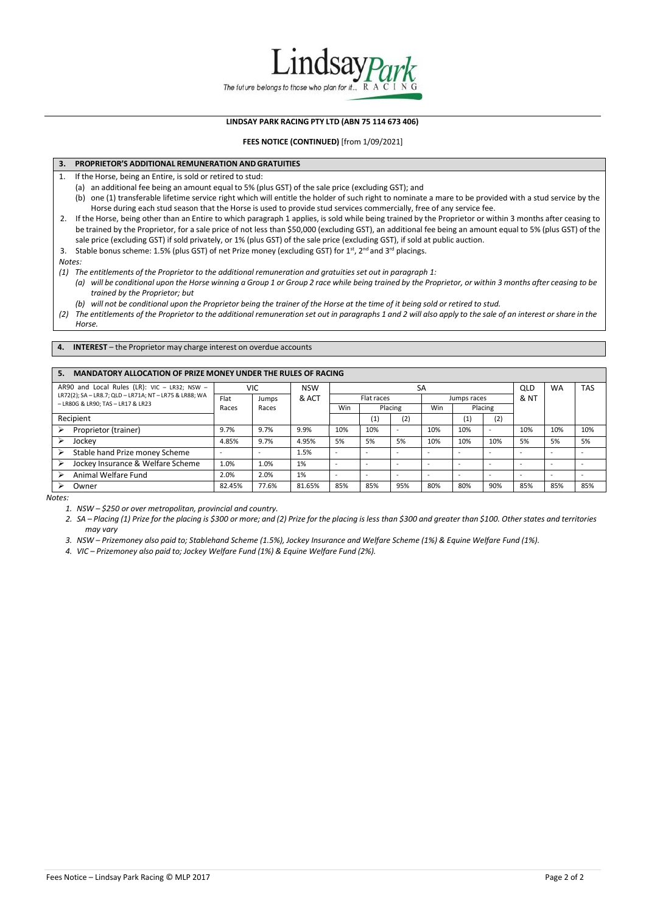Lindsay Park
The future belongs to those who plan for it... RACING

**LINDSAY PARK RACING PTY LTD (ABN 75 114 673 406)**

**FEES NOTICE (CONTINUED)** [from 1/09/2021]

## 3. PROPRIETOR'S ADDITIONAL REMUNERATION AND GRATUITIES

1. If the Horse, being an Entire, is sold or retired to stud:
   (a) an additional fee being an amount equal to 5% (plus GST) of the sale price (excluding GST); and
   (b) one (1) transferable lifetime service right which will entitle the holder of such right to nominate a mare to be provided with a stud service by the Horse during each stud season that the Horse is used to provide stud services commercially, free of any service fee.
2. If the Horse, being other than an Entire to which paragraph 1 applies, is sold while being trained by the Proprietor or within 3 months after ceasing to be trained by the Proprietor, for a sale price of not less than $50,000 (excluding GST), an additional fee being an amount equal to 5% (plus GST) of the sale price (excluding GST) if sold privately, or 1% (plus GST) of the sale price (excluding GST), if sold at public auction.
3. Stable bonus scheme: 1.5% (plus GST) of net Prize money (excluding GST) for 1st, 2nd and 3rd placings.

*Notes:*

*(1) The entitlements of the Proprietor to the additional remuneration and gratuities set out in paragraph 1:*
*(a) will be conditional upon the Horse winning a Group 1 or Group 2 race while being trained by the Proprietor, or within 3 months after ceasing to be trained by the Proprietor; but*
*(b) will not be conditional upon the Proprietor being the trainer of the Horse at the time of it being sold or retired to stud.*

*(2) The entitlements of the Proprietor to the additional remuneration set out in paragraphs 1 and 2 will also apply to the sale of an interest or share in the Horse.*

## 4. INTEREST – the Proprietor may charge interest on overdue accounts

## 5. MANDATORY ALLOCATION OF PRIZE MONEY UNDER THE RULES OF RACING

| AR90 and Local Rules (LR): VIC – LR32; NSW – LR72(2); SA – LR8.7; QLD – LR71A; NT – LR75 & LR88; WA – LR80G & LR90; TAS – LR17 & LR23 | VIC | | NSW & ACT | SA | | | | | | QLD & NT | WA | TAS |
|---|---|---|---|---|---|---|---|---|---|---|---|---|
| | Flat Races | Jumps Races | | Flat races | | | Jumps races | | | | | |
| | | | | Win | Placing | | Win | Placing | | | | |
| Recipient | | | | | (1) | (2) | | (1) | (2) | | | |
| ➢ Proprietor (trainer) | 9.7% | 9.7% | 9.9% | 10% | 10% | - | 10% | 10% | - | 10% | 10% | 10% |
| ➢ Jockey | 4.85% | 9.7% | 4.95% | 5% | 5% | 5% | 10% | 10% | 10% | 5% | 5% | 5% |
| ➢ Stable hand Prize money Scheme | - | - | 1.5% | - | - | - | - | - | - | - | - | - |
| ➢ Jockey Insurance & Welfare Scheme | 1.0% | 1.0% | 1% | - | - | - | - | - | - | - | - | - |
| ➢ Animal Welfare Fund | 2.0% | 2.0% | 1% | - | - | - | - | - | - | - | - | - |
| ➢ Owner | 82.45% | 77.6% | 81.65% | 85% | 85% | 95% | 80% | 80% | 90% | 85% | 85% | 85% |

*Notes:*

1. *NSW – $250 or over metropolitan, provincial and country.*
2. *SA – Placing (1) Prize for the placing is $300 or more; and (2) Prize for the placing is less than $300 and greater than $100. Other states and territories may vary*
3. *NSW – Prizemoney also paid to; Stablehand Scheme (1.5%), Jockey Insurance and Welfare Scheme (1%) & Equine Welfare Fund (1%).*
4. *VIC – Prizemoney also paid to; Jockey Welfare Fund (1%) & Equine Welfare Fund (2%).*